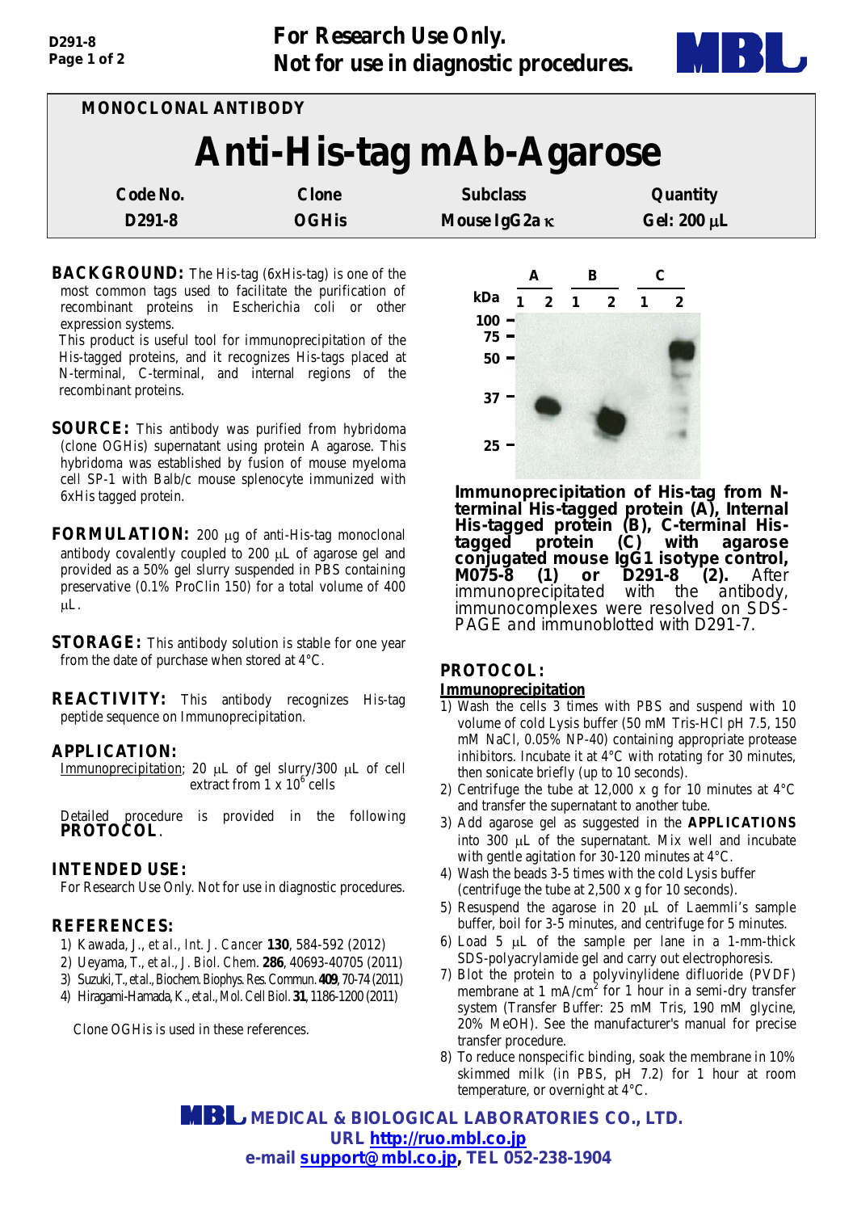**For Research Use Only.**
**Not for use in diagnostic procedures.**

MONOCLONAL ANTIBODY

# Anti-His-tag mAb-Agarose

| Code No. | Clone | Subclass | Quantity |
|---|---|---|---|
| D291-8 | OGHis | Mouse IgG2a κ | Gel: 200 μL |

**BACKGROUND:** The His-tag (6xHis-tag) is one of the most common tags used to facilitate the purification of recombinant proteins in Escherichia coli or other expression systems.
This product is useful tool for immunoprecipitation of the His-tagged proteins, and it recognizes His-tags placed at N-terminal, C-terminal, and internal regions of the recombinant proteins.

**SOURCE:** This antibody was purified from hybridoma (clone OGHis) supernatant using protein A agarose. This hybridoma was established by fusion of mouse myeloma cell SP-1 with Balb/c mouse splenocyte immunized with 6xHis tagged protein.

**FORMULATION:** 200 μg of anti-His-tag monoclonal antibody covalently coupled to 200 μL of agarose gel and provided as a 50% gel slurry suspended in PBS containing preservative (0.1% ProClin 150) for a total volume of 400 μL.

**STORAGE:** This antibody solution is stable for one year from the date of purchase when stored at 4°C.

**REACTIVITY:** This antibody recognizes His-tag peptide sequence on Immunoprecipitation.

**APPLICATION:**
Immunoprecipitation; 20 μL of gel slurry/300 μL of cell extract from 1 x $10^6$ cells

Detailed procedure is provided in the following **PROTOCOL**.

**INTENDED USE:**
For Research Use Only. Not for use in diagnostic procedures.

**REFERENCES:**
1) Kawada, J., *et al.*, *Int. J. Cancer* **130**, 584-592 (2012)
2) Ueyama, T., *et al.*, *J. Biol. Chem.* **286**, 40693-40705 (2011)
3) Suzuki, T., *et al.*, *Biochem. Biophys. Res. Commun.* **409**, 70-74 (2011)
4) Hiragami-Hamada, K., *et al.*, *Mol. Cell Biol.* **31**, 1186-1200 (2011)

Clone OGHis is used in these references.

**Immunoprecipitation of His-tag from N-terminal His-tagged protein (A), Internal His-tagged protein (B), C-terminal His-tagged protein (C) with agarose conjugated mouse IgG1 isotype control, M075-8 (1) or D291-8 (2).** After immunoprecipitated with the antibody, immunocomplexes were resolved on SDS-PAGE and immunoblotted with D291-7.

**PROTOCOL:**

**Immunoprecipitation**

1) Wash the cells 3 times with PBS and suspend with 10 volume of cold Lysis buffer (50 mM Tris-HCl pH 7.5, 150 mM NaCl, 0.05% NP-40) containing appropriate protease inhibitors. Incubate it at 4°C with rotating for 30 minutes, then sonicate briefly (up to 10 seconds).
2) Centrifuge the tube at 12,000 x g for 10 minutes at 4°C and transfer the supernatant to another tube.
3) Add agarose gel as suggested in the **APPLICATIONS** into 300 μL of the supernatant. Mix well and incubate with gentle agitation for 30-120 minutes at 4°C.
4) Wash the beads 3-5 times with the cold Lysis buffer (centrifuge the tube at 2,500 x g for 10 seconds).
5) Resuspend the agarose in 20 μL of Laemmli's sample buffer, boil for 3-5 minutes, and centrifuge for 5 minutes.
6) Load 5 μL of the sample per lane in a 1-mm-thick SDS-polyacrylamide gel and carry out electrophoresis.
7) Blot the protein to a polyvinylidene difluoride (PVDF) membrane at 1 mA/$cm^2$ for 1 hour in a semi-dry transfer system (Transfer Buffer: 25 mM Tris, 190 mM glycine, 20% MeOH). See the manufacturer's manual for precise transfer procedure.
8) To reduce nonspecific binding, soak the membrane in 10% skimmed milk (in PBS, pH 7.2) for 1 hour at room temperature, or overnight at 4°C.

**MBL MEDICAL & BIOLOGICAL LABORATORIES CO., LTD.**
URL http://ruo.mbl.co.jp
e-mail support@mbl.co.jp, TEL 052-238-1904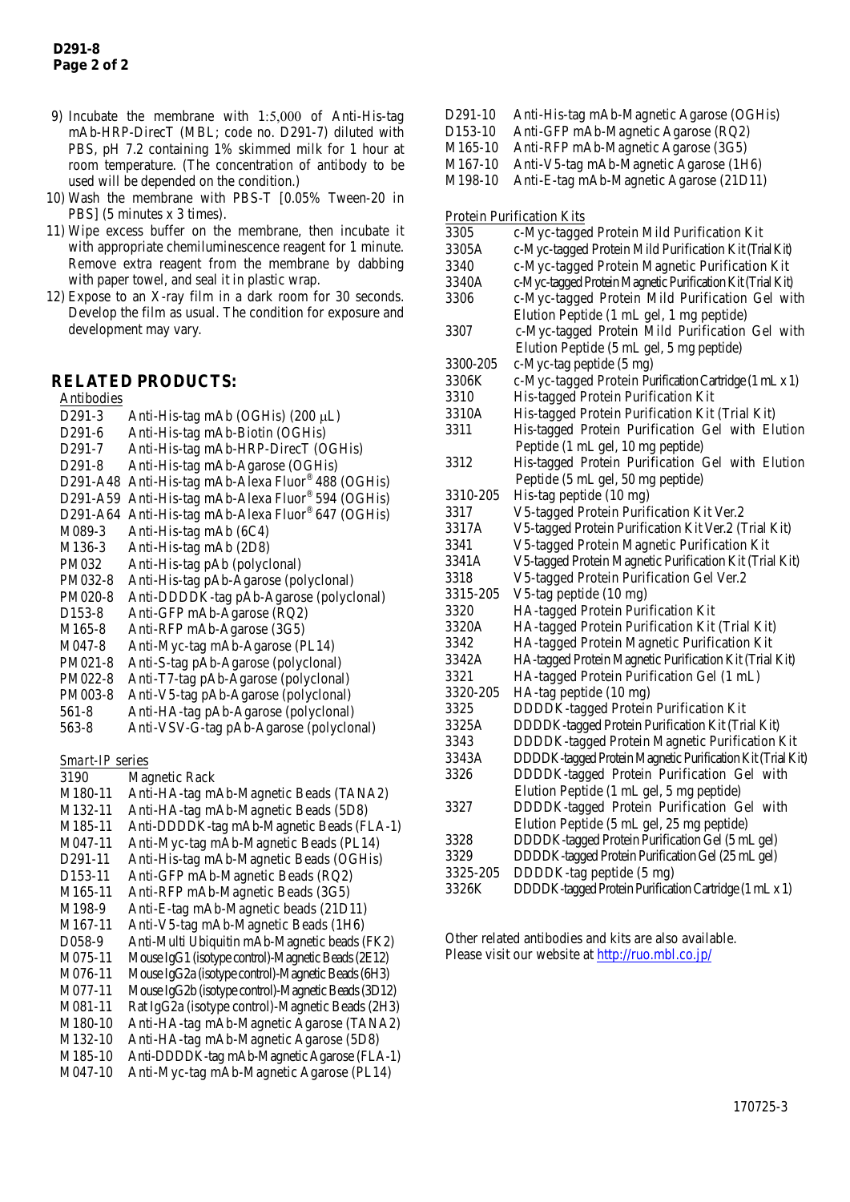9) Incubate the membrane with 1:5,000 of Anti-His-tag mAb-HRP-DirecT (MBL; code no. D291-7) diluted with PBS, pH 7.2 containing 1% skimmed milk for 1 hour at room temperature. (The concentration of antibody to be used will be depended on the condition.)
10) Wash the membrane with PBS-T [0.05% Tween-20 in PBS] (5 minutes x 3 times).
11) Wipe excess buffer on the membrane, then incubate it with appropriate chemiluminescence reagent for 1 minute. Remove extra reagent from the membrane by dabbing with paper towel, and seal it in plastic wrap.
12) Expose to an X-ray film in a dark room for 30 seconds. Develop the film as usual. The condition for exposure and development may vary.

## RELATED PRODUCTS:

Antibodies

| | |
|---|---|
| D291-3 | Anti-His-tag mAb (OGHis) (200 μL) |
| D291-6 | Anti-His-tag mAb-Biotin (OGHis) |
| D291-7 | Anti-His-tag mAb-HRP-DirecT (OGHis) |
| D291-8 | Anti-His-tag mAb-Agarose (OGHis) |
| D291-A48 | Anti-His-tag mAb-Alexa Fluor® 488 (OGHis) |
| D291-A59 | Anti-His-tag mAb-Alexa Fluor® 594 (OGHis) |
| D291-A64 | Anti-His-tag mAb-Alexa Fluor® 647 (OGHis) |
| M089-3 | Anti-His-tag mAb (6C4) |
| M136-3 | Anti-His-tag mAb (2D8) |
| PM032 | Anti-His-tag pAb (polyclonal) |
| PM032-8 | Anti-His-tag pAb-Agarose (polyclonal) |
| PM020-8 | Anti-DDDDK-tag pAb-Agarose (polyclonal) |
| D153-8 | Anti-GFP mAb-Agarose (RQ2) |
| M165-8 | Anti-RFP mAb-Agarose (3G5) |
| M047-8 | Anti-Myc-tag mAb-Agarose (PL14) |
| PM021-8 | Anti-S-tag pAb-Agarose (polyclonal) |
| PM022-8 | Anti-T7-tag pAb-Agarose (polyclonal) |
| PM003-8 | Anti-V5-tag pAb-Agarose (polyclonal) |
| 561-8 | Anti-HA-tag pAb-Agarose (polyclonal) |
| 563-8 | Anti-VSV-G-tag pAb-Agarose (polyclonal) |

*Smart-IP* series

| | |
|---|---|
| 3190 | Magnetic Rack |
| M180-11 | Anti-HA-tag mAb-Magnetic Beads (TANA2) |
| M132-11 | Anti-HA-tag mAb-Magnetic Beads (5D8) |
| M185-11 | Anti-DDDDK-tag mAb-Magnetic Beads (FLA-1) |
| M047-11 | Anti-Myc-tag mAb-Magnetic Beads (PL14) |
| D291-11 | Anti-His-tag mAb-Magnetic Beads (OGHis) |
| D153-11 | Anti-GFP mAb-Magnetic Beads (RQ2) |
| M165-11 | Anti-RFP mAb-Magnetic Beads (3G5) |
| M198-9 | Anti-E-tag mAb-Magnetic beads (21D11) |
| M167-11 | Anti-V5-tag mAb-Magnetic Beads (1H6) |
| D058-9 | Anti-Multi Ubiquitin mAb-Magnetic beads (FK2) |
| M075-11 | Mouse IgG1 (isotype control)-Magnetic Beads (2E12) |
| M076-11 | Mouse IgG2a (isotype control)-Magnetic Beads (6H3) |
| M077-11 | Mouse IgG2b (isotype control)-Magnetic Beads (3D12) |
| M081-11 | Rat IgG2a (isotype control)-Magnetic Beads (2H3) |
| M180-10 | Anti-HA-tag mAb-Magnetic Agarose (TANA2) |
| M132-10 | Anti-HA-tag mAb-Magnetic Agarose (5D8) |
| M185-10 | Anti-DDDDK-tag mAb-Magnetic Agarose (FLA-1) |
| M047-10 | Anti-Myc-tag mAb-Magnetic Agarose (PL14) |
| D291-10 | Anti-His-tag mAb-Magnetic Agarose (OGHis) |
| D153-10 | Anti-GFP mAb-Magnetic Agarose (RQ2) |
| M165-10 | Anti-RFP mAb-Magnetic Agarose (3G5) |
| M167-10 | Anti-V5-tag mAb-Magnetic Agarose (1H6) |
| M198-10 | Anti-E-tag mAb-Magnetic Agarose (21D11) |

Protein Purification Kits

| | |
|---|---|
| 3305 | c-Myc-tagged Protein Mild Purification Kit |
| 3305A | c-Myc-tagged Protein Mild Purification Kit (Trial Kit) |
| 3340 | c-Myc-tagged Protein Magnetic Purification Kit |
| 3340A | c-Myc-tagged Protein Magnetic Purification Kit (Trial Kit) |
| 3306 | c-Myc-tagged Protein Mild Purification Gel with Elution Peptide (1 mL gel, 1 mg peptide) |
| 3307 | c-Myc-tagged Protein Mild Purification Gel with Elution Peptide (5 mL gel, 5 mg peptide) |
| 3300-205 | c-Myc-tag peptide (5 mg) |
| 3306K | c-Myc-tagged Protein Purification Cartridge (1 mL x 1) |
| 3310 | His-tagged Protein Purification Kit |
| 3310A | His-tagged Protein Purification Kit (Trial Kit) |
| 3311 | His-tagged Protein Purification Gel with Elution Peptide (1 mL gel, 10 mg peptide) |
| 3312 | His-tagged Protein Purification Gel with Elution Peptide (5 mL gel, 50 mg peptide) |
| 3310-205 | His-tag peptide (10 mg) |
| 3317 | V5-tagged Protein Purification Kit Ver.2 |
| 3317A | V5-tagged Protein Purification Kit Ver.2 (Trial Kit) |
| 3341 | V5-tagged Protein Magnetic Purification Kit |
| 3341A | V5-tagged Protein Magnetic Purification Kit (Trial Kit) |
| 3318 | V5-tagged Protein Purification Gel Ver.2 |
| 3315-205 | V5-tag peptide (10 mg) |
| 3320 | HA-tagged Protein Purification Kit |
| 3320A | HA-tagged Protein Purification Kit (Trial Kit) |
| 3342 | HA-tagged Protein Magnetic Purification Kit |
| 3342A | HA-tagged Protein Magnetic Purification Kit (Trial Kit) |
| 3321 | HA-tagged Protein Purification Gel (1 mL) |
| 3320-205 | HA-tag peptide (10 mg) |
| 3325 | DDDDK-tagged Protein Purification Kit |
| 3325A | DDDDK-tagged Protein Purification Kit (Trial Kit) |
| 3343 | DDDDK-tagged Protein Magnetic Purification Kit |
| 3343A | DDDDK-tagged Protein Magnetic Purification Kit (Trial Kit) |
| 3326 | DDDDK-tagged Protein Purification Gel with Elution Peptide (1 mL gel, 5 mg peptide) |
| 3327 | DDDDK-tagged Protein Purification Gel with Elution Peptide (5 mL gel, 25 mg peptide) |
| 3328 | DDDDK-tagged Protein Purification Gel (5 mL gel) |
| 3329 | DDDDK-tagged Protein Purification Gel (25 mL gel) |
| 3325-205 | DDDDK-tag peptide (5 mg) |
| 3326K | DDDDK-tagged Protein Purification Cartridge (1 mL x 1) |

Other related antibodies and kits are also available.
Please visit our website at http://ruo.mbl.co.jp/

170725-3